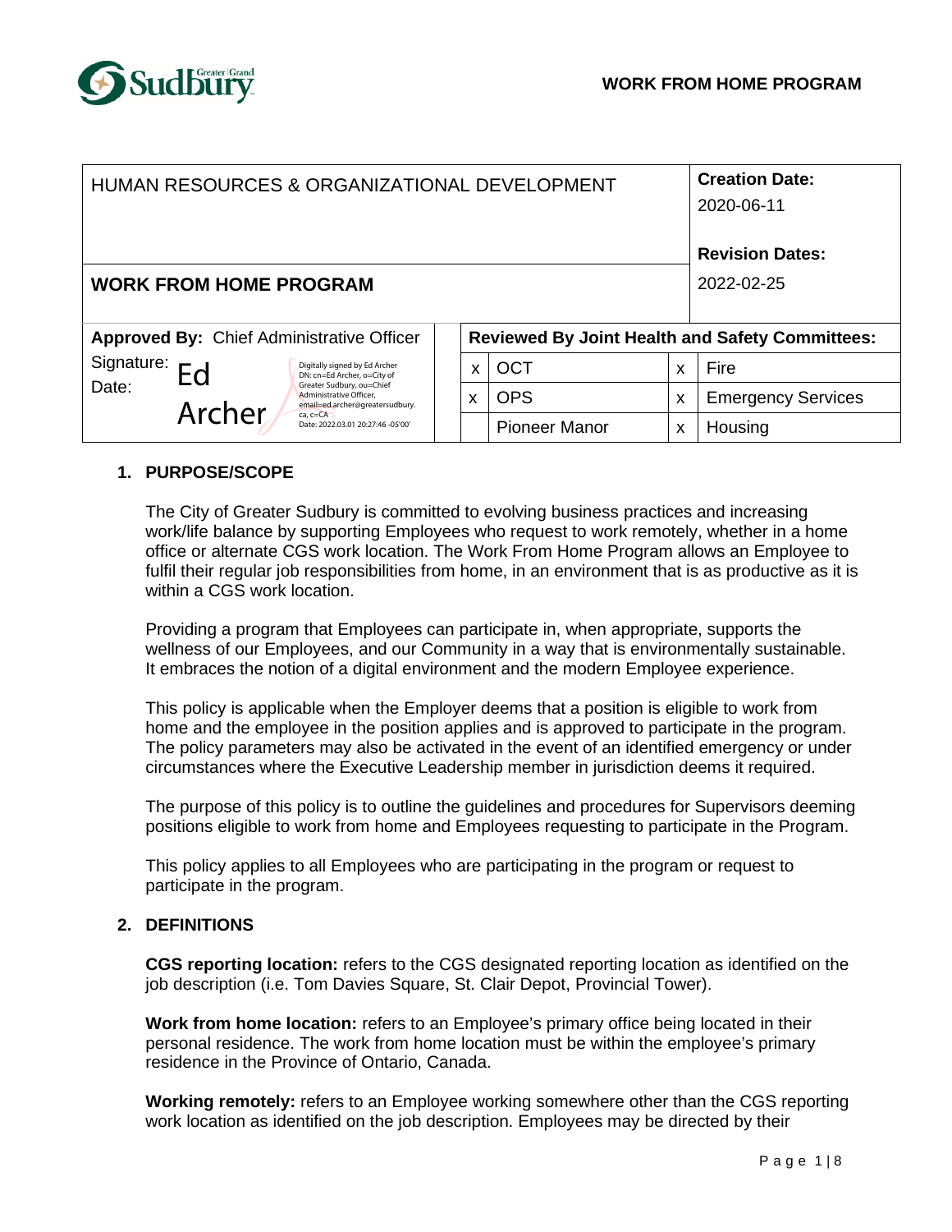# WORK FROM HOME PROGRAM

| HUMAN RESOURCES & ORGANIZATIONAL DEVELOPMENT | | | | | | **Creation Date:** 2020-06-11 **Revision Dates:** |
|---|---|---|---|---|---|---|
| **WORK FROM HOME PROGRAM** | | | | | | 2022-02-25 |
| **Approved By:** Chief Administrative Officer | | **Reviewed By Joint Health and Safety Committees:** | | | | |
| Signature: Ed Archer Date: | Digitally signed by Ed Archer DN: cn=Ed Archer, o=City of Greater Sudbury, ou=Chief Administrative Officer, email=ed.archer@greatersudbury.ca, c=CA Date: 2022.03.01 20:27:46 -05'00' | x | OCT | x | Fire | |
| | | x | OPS | x | Emergency Services | |
| | | | Pioneer Manor | x | Housing | |

## 1. PURPOSE/SCOPE

The City of Greater Sudbury is committed to evolving business practices and increasing work/life balance by supporting Employees who request to work remotely, whether in a home office or alternate CGS work location. The Work From Home Program allows an Employee to fulfil their regular job responsibilities from home, in an environment that is as productive as it is within a CGS work location.

Providing a program that Employees can participate in, when appropriate, supports the wellness of our Employees, and our Community in a way that is environmentally sustainable. It embraces the notion of a digital environment and the modern Employee experience.

This policy is applicable when the Employer deems that a position is eligible to work from home and the employee in the position applies and is approved to participate in the program. The policy parameters may also be activated in the event of an identified emergency or under circumstances where the Executive Leadership member in jurisdiction deems it required.

The purpose of this policy is to outline the guidelines and procedures for Supervisors deeming positions eligible to work from home and Employees requesting to participate in the Program.

This policy applies to all Employees who are participating in the program or request to participate in the program.

## 2. DEFINITIONS

**CGS reporting location:** refers to the CGS designated reporting location as identified on the job description (i.e. Tom Davies Square, St. Clair Depot, Provincial Tower).

**Work from home location:** refers to an Employee's primary office being located in their personal residence. The work from home location must be within the employee's primary residence in the Province of Ontario, Canada.

**Working remotely:** refers to an Employee working somewhere other than the CGS reporting work location as identified on the job description. Employees may be directed by their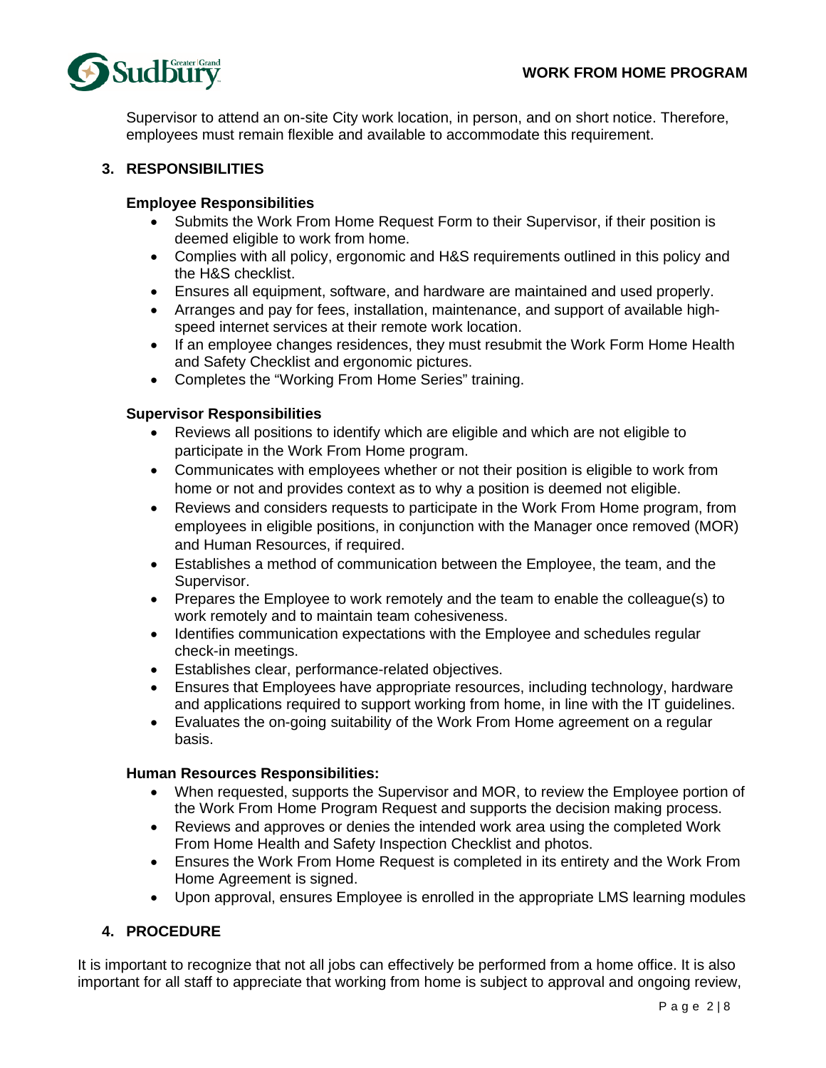Supervisor to attend an on-site City work location, in person, and on short notice. Therefore, employees must remain flexible and available to accommodate this requirement.

## 3. RESPONSIBILITIES

**Employee Responsibilities**

- Submits the Work From Home Request Form to their Supervisor, if their position is deemed eligible to work from home.
- Complies with all policy, ergonomic and H&S requirements outlined in this policy and the H&S checklist.
- Ensures all equipment, software, and hardware are maintained and used properly.
- Arranges and pay for fees, installation, maintenance, and support of available high-speed internet services at their remote work location.
- If an employee changes residences, they must resubmit the Work Form Home Health and Safety Checklist and ergonomic pictures.
- Completes the "Working From Home Series" training.

**Supervisor Responsibilities**

- Reviews all positions to identify which are eligible and which are not eligible to participate in the Work From Home program.
- Communicates with employees whether or not their position is eligible to work from home or not and provides context as to why a position is deemed not eligible.
- Reviews and considers requests to participate in the Work From Home program, from employees in eligible positions, in conjunction with the Manager once removed (MOR) and Human Resources, if required.
- Establishes a method of communication between the Employee, the team, and the Supervisor.
- Prepares the Employee to work remotely and the team to enable the colleague(s) to work remotely and to maintain team cohesiveness.
- Identifies communication expectations with the Employee and schedules regular check-in meetings.
- Establishes clear, performance-related objectives.
- Ensures that Employees have appropriate resources, including technology, hardware and applications required to support working from home, in line with the IT guidelines.
- Evaluates the on-going suitability of the Work From Home agreement on a regular basis.

**Human Resources Responsibilities:**

- When requested, supports the Supervisor and MOR, to review the Employee portion of the Work From Home Program Request and supports the decision making process.
- Reviews and approves or denies the intended work area using the completed Work From Home Health and Safety Inspection Checklist and photos.
- Ensures the Work From Home Request is completed in its entirety and the Work From Home Agreement is signed.
- Upon approval, ensures Employee is enrolled in the appropriate LMS learning modules

## 4. PROCEDURE

It is important to recognize that not all jobs can effectively be performed from a home office. It is also important for all staff to appreciate that working from home is subject to approval and ongoing review,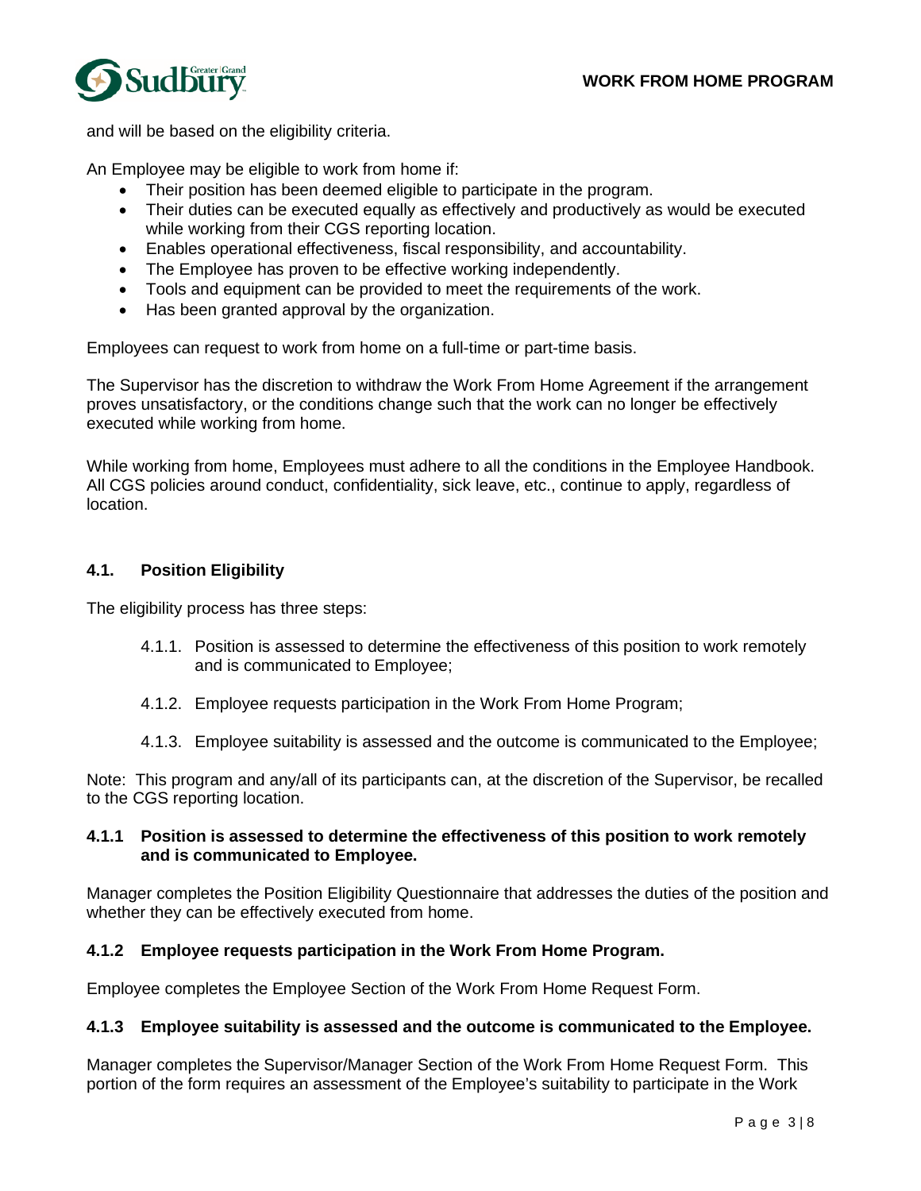and will be based on the eligibility criteria.

An Employee may be eligible to work from home if:

- Their position has been deemed eligible to participate in the program.
- Their duties can be executed equally as effectively and productively as would be executed while working from their CGS reporting location.
- Enables operational effectiveness, fiscal responsibility, and accountability.
- The Employee has proven to be effective working independently.
- Tools and equipment can be provided to meet the requirements of the work.
- Has been granted approval by the organization.

Employees can request to work from home on a full-time or part-time basis.

The Supervisor has the discretion to withdraw the Work From Home Agreement if the arrangement proves unsatisfactory, or the conditions change such that the work can no longer be effectively executed while working from home.

While working from home, Employees must adhere to all the conditions in the Employee Handbook. All CGS policies around conduct, confidentiality, sick leave, etc., continue to apply, regardless of location.

## 4.1. Position Eligibility

The eligibility process has three steps:

4.1.1. Position is assessed to determine the effectiveness of this position to work remotely and is communicated to Employee;

4.1.2. Employee requests participation in the Work From Home Program;

4.1.3. Employee suitability is assessed and the outcome is communicated to the Employee;

Note: This program and any/all of its participants can, at the discretion of the Supervisor, be recalled to the CGS reporting location.

### 4.1.1 Position is assessed to determine the effectiveness of this position to work remotely and is communicated to Employee.

Manager completes the Position Eligibility Questionnaire that addresses the duties of the position and whether they can be effectively executed from home.

### 4.1.2 Employee requests participation in the Work From Home Program.

Employee completes the Employee Section of the Work From Home Request Form.

### 4.1.3 Employee suitability is assessed and the outcome is communicated to the Employee.

Manager completes the Supervisor/Manager Section of the Work From Home Request Form. This portion of the form requires an assessment of the Employee's suitability to participate in the Work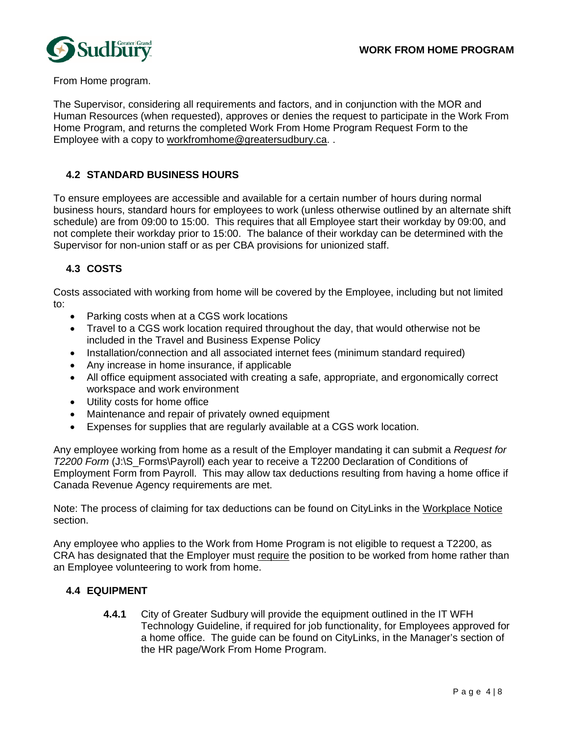From Home program.

The Supervisor, considering all requirements and factors, and in conjunction with the MOR and Human Resources (when requested), approves or denies the request to participate in the Work From Home Program, and returns the completed Work From Home Program Request Form to the Employee with a copy to workfromhome@greatersudbury.ca. .

### 4.2 STANDARD BUSINESS HOURS

To ensure employees are accessible and available for a certain number of hours during normal business hours, standard hours for employees to work (unless otherwise outlined by an alternate shift schedule) are from 09:00 to 15:00. This requires that all Employee start their workday by 09:00, and not complete their workday prior to 15:00. The balance of their workday can be determined with the Supervisor for non-union staff or as per CBA provisions for unionized staff.

### 4.3 COSTS

Costs associated with working from home will be covered by the Employee, including but not limited to:

- Parking costs when at a CGS work locations
- Travel to a CGS work location required throughout the day, that would otherwise not be included in the Travel and Business Expense Policy
- Installation/connection and all associated internet fees (minimum standard required)
- Any increase in home insurance, if applicable
- All office equipment associated with creating a safe, appropriate, and ergonomically correct workspace and work environment
- Utility costs for home office
- Maintenance and repair of privately owned equipment
- Expenses for supplies that are regularly available at a CGS work location.

Any employee working from home as a result of the Employer mandating it can submit a *Request for T2200 Form* (J:\S_Forms\Payroll) each year to receive a T2200 Declaration of Conditions of Employment Form from Payroll. This may allow tax deductions resulting from having a home office if Canada Revenue Agency requirements are met.

Note: The process of claiming for tax deductions can be found on CityLinks in the Workplace Notice section.

Any employee who applies to the Work from Home Program is not eligible to request a T2200, as CRA has designated that the Employer must require the position to be worked from home rather than an Employee volunteering to work from home.

### 4.4 EQUIPMENT

**4.4.1** City of Greater Sudbury will provide the equipment outlined in the IT WFH Technology Guideline, if required for job functionality, for Employees approved for a home office. The guide can be found on CityLinks, in the Manager's section of the HR page/Work From Home Program.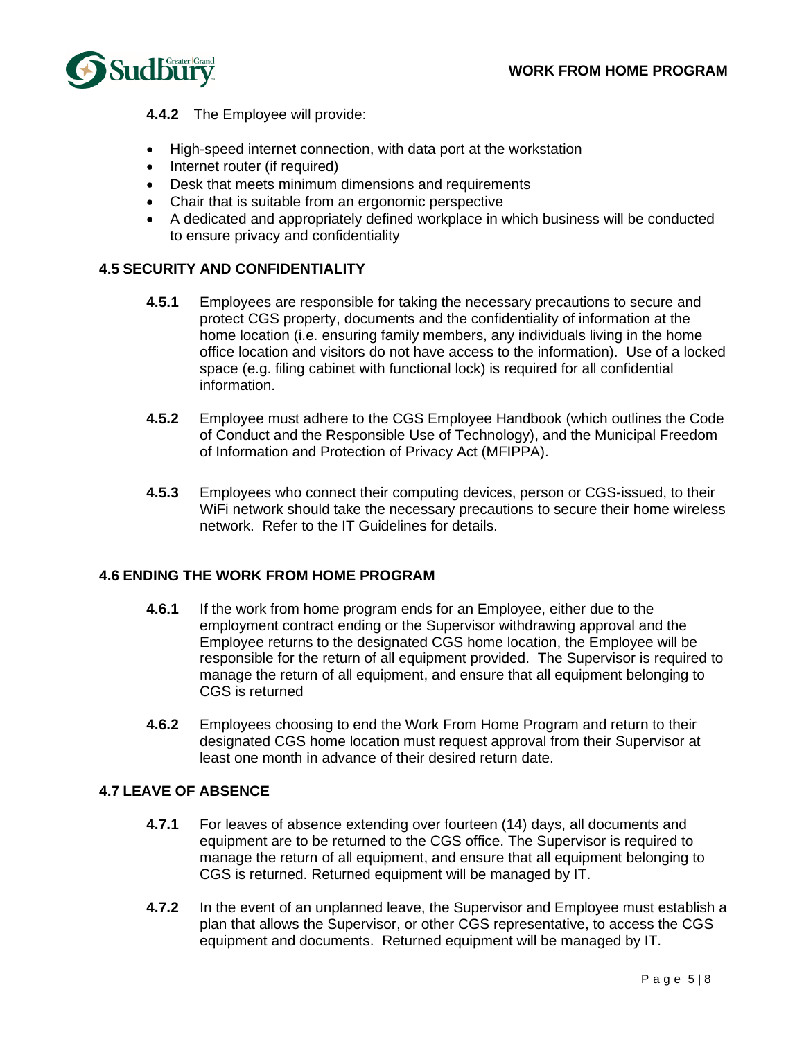**4.4.2** The Employee will provide:

- High-speed internet connection, with data port at the workstation
- Internet router (if required)
- Desk that meets minimum dimensions and requirements
- Chair that is suitable from an ergonomic perspective
- A dedicated and appropriately defined workplace in which business will be conducted to ensure privacy and confidentiality

## 4.5 SECURITY AND CONFIDENTIALITY

**4.5.1** Employees are responsible for taking the necessary precautions to secure and protect CGS property, documents and the confidentiality of information at the home location (i.e. ensuring family members, any individuals living in the home office location and visitors do not have access to the information). Use of a locked space (e.g. filing cabinet with functional lock) is required for all confidential information.

**4.5.2** Employee must adhere to the CGS Employee Handbook (which outlines the Code of Conduct and the Responsible Use of Technology), and the Municipal Freedom of Information and Protection of Privacy Act (MFIPPA).

**4.5.3** Employees who connect their computing devices, person or CGS-issued, to their WiFi network should take the necessary precautions to secure their home wireless network. Refer to the IT Guidelines for details.

## 4.6 ENDING THE WORK FROM HOME PROGRAM

**4.6.1** If the work from home program ends for an Employee, either due to the employment contract ending or the Supervisor withdrawing approval and the Employee returns to the designated CGS home location, the Employee will be responsible for the return of all equipment provided. The Supervisor is required to manage the return of all equipment, and ensure that all equipment belonging to CGS is returned

**4.6.2** Employees choosing to end the Work From Home Program and return to their designated CGS home location must request approval from their Supervisor at least one month in advance of their desired return date.

## 4.7 LEAVE OF ABSENCE

**4.7.1** For leaves of absence extending over fourteen (14) days, all documents and equipment are to be returned to the CGS office. The Supervisor is required to manage the return of all equipment, and ensure that all equipment belonging to CGS is returned. Returned equipment will be managed by IT.

**4.7.2** In the event of an unplanned leave, the Supervisor and Employee must establish a plan that allows the Supervisor, or other CGS representative, to access the CGS equipment and documents. Returned equipment will be managed by IT.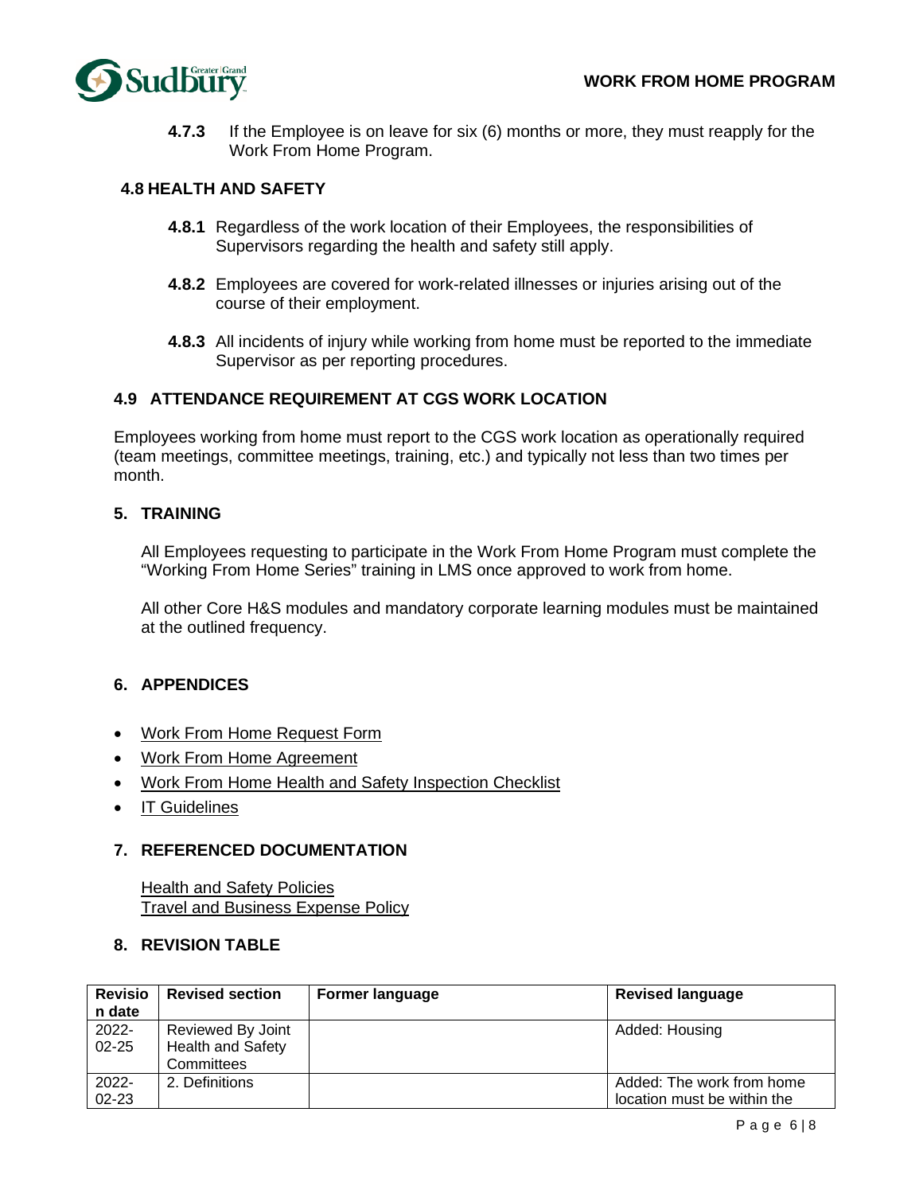**4.7.3** If the Employee is on leave for six (6) months or more, they must reapply for the Work From Home Program.

### 4.8 HEALTH AND SAFETY

**4.8.1** Regardless of the work location of their Employees, the responsibilities of Supervisors regarding the health and safety still apply.

**4.8.2** Employees are covered for work-related illnesses or injuries arising out of the course of their employment.

**4.8.3** All incidents of injury while working from home must be reported to the immediate Supervisor as per reporting procedures.

### 4.9 ATTENDANCE REQUIREMENT AT CGS WORK LOCATION

Employees working from home must report to the CGS work location as operationally required (team meetings, committee meetings, training, etc.) and typically not less than two times per month.

## 5. TRAINING

All Employees requesting to participate in the Work From Home Program must complete the "Working From Home Series" training in LMS once approved to work from home.

All other Core H&S modules and mandatory corporate learning modules must be maintained at the outlined frequency.

## 6. APPENDICES

- Work From Home Request Form
- Work From Home Agreement
- Work From Home Health and Safety Inspection Checklist
- IT Guidelines

## 7. REFERENCED DOCUMENTATION

Health and Safety Policies
Travel and Business Expense Policy

## 8. REVISION TABLE

| Revision date | Revised section | Former language | Revised language |
|---|---|---|---|
| 2022-02-25 | Reviewed By Joint Health and Safety Committees | | Added: Housing |
| 2022-02-23 | 2. Definitions | | Added: The work from home location must be within the |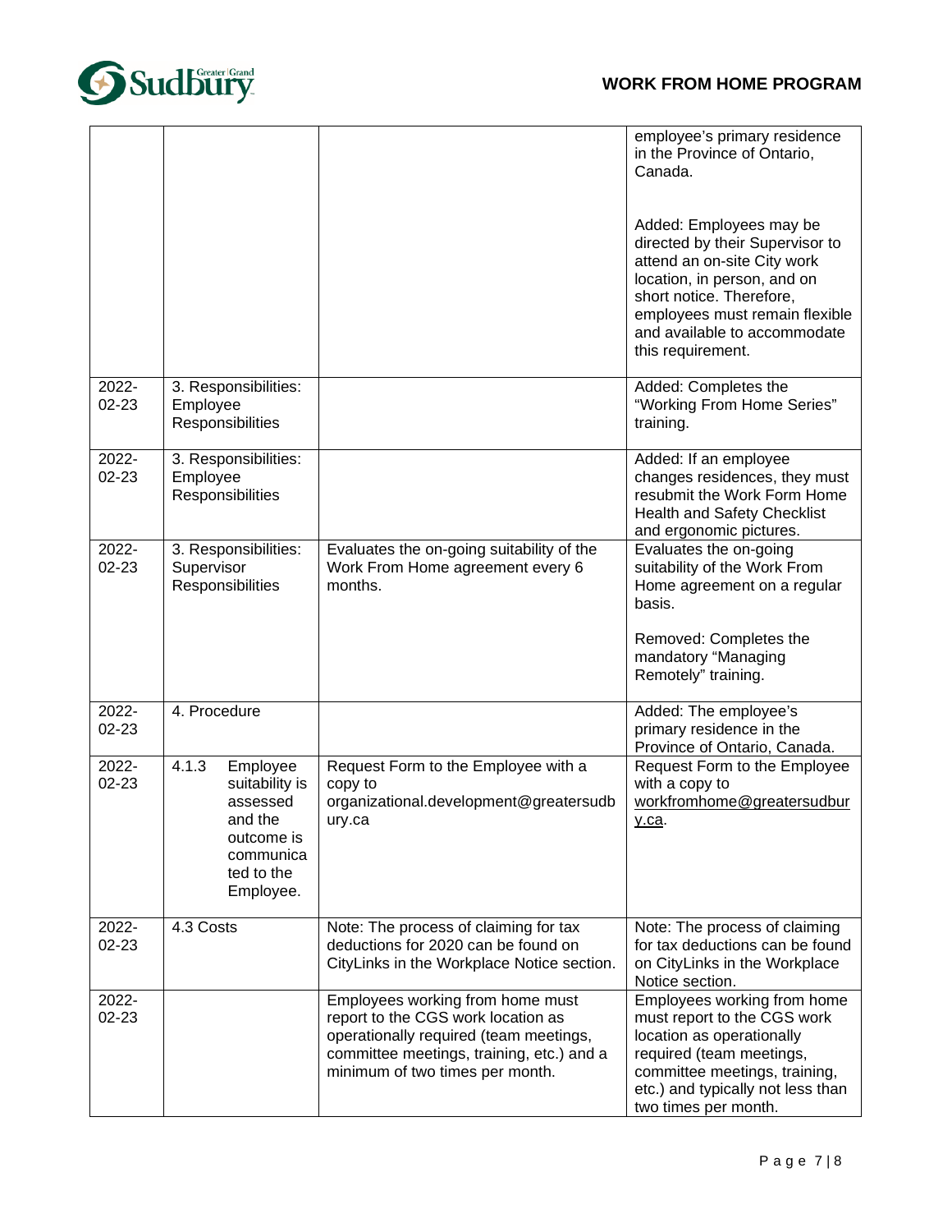| | | | |
|---|---|---|---|
| | | | employee's primary residence in the Province of Ontario, Canada.<br><br>Added: Employees may be directed by their Supervisor to attend an on-site City work location, in person, and on short notice. Therefore, employees must remain flexible and available to accommodate this requirement. |
| 2022-02-23 | 3. Responsibilities: Employee Responsibilities | | Added: Completes the "Working From Home Series" training. |
| 2022-02-23 | 3. Responsibilities: Employee Responsibilities | | Added: If an employee changes residences, they must resubmit the Work Form Home Health and Safety Checklist and ergonomic pictures. |
| 2022-02-23 | 3. Responsibilities: Supervisor Responsibilities | Evaluates the on-going suitability of the Work From Home agreement every 6 months. | Evaluates the on-going suitability of the Work From Home agreement on a regular basis.<br><br>Removed: Completes the mandatory "Managing Remotely" training. |
| 2022-02-23 | 4. Procedure | | Added: The employee's primary residence in the Province of Ontario, Canada. |
| 2022-02-23 | 4.1.3 Employee suitability is assessed and the outcome is communicated to the Employee. | Request Form to the Employee with a copy to organizational.development@greatersudbury.ca | Request Form to the Employee with a copy to workfromhome@greatersudbury.ca. |
| 2022-02-23 | 4.3 Costs | Note: The process of claiming for tax deductions for 2020 can be found on CityLinks in the Workplace Notice section. | Note: The process of claiming for tax deductions can be found on CityLinks in the Workplace Notice section. |
| 2022-02-23 | | Employees working from home must report to the CGS work location as operationally required (team meetings, committee meetings, training, etc.) and a minimum of two times per month. | Employees working from home must report to the CGS work location as operationally required (team meetings, committee meetings, training, etc.) and typically not less than two times per month. |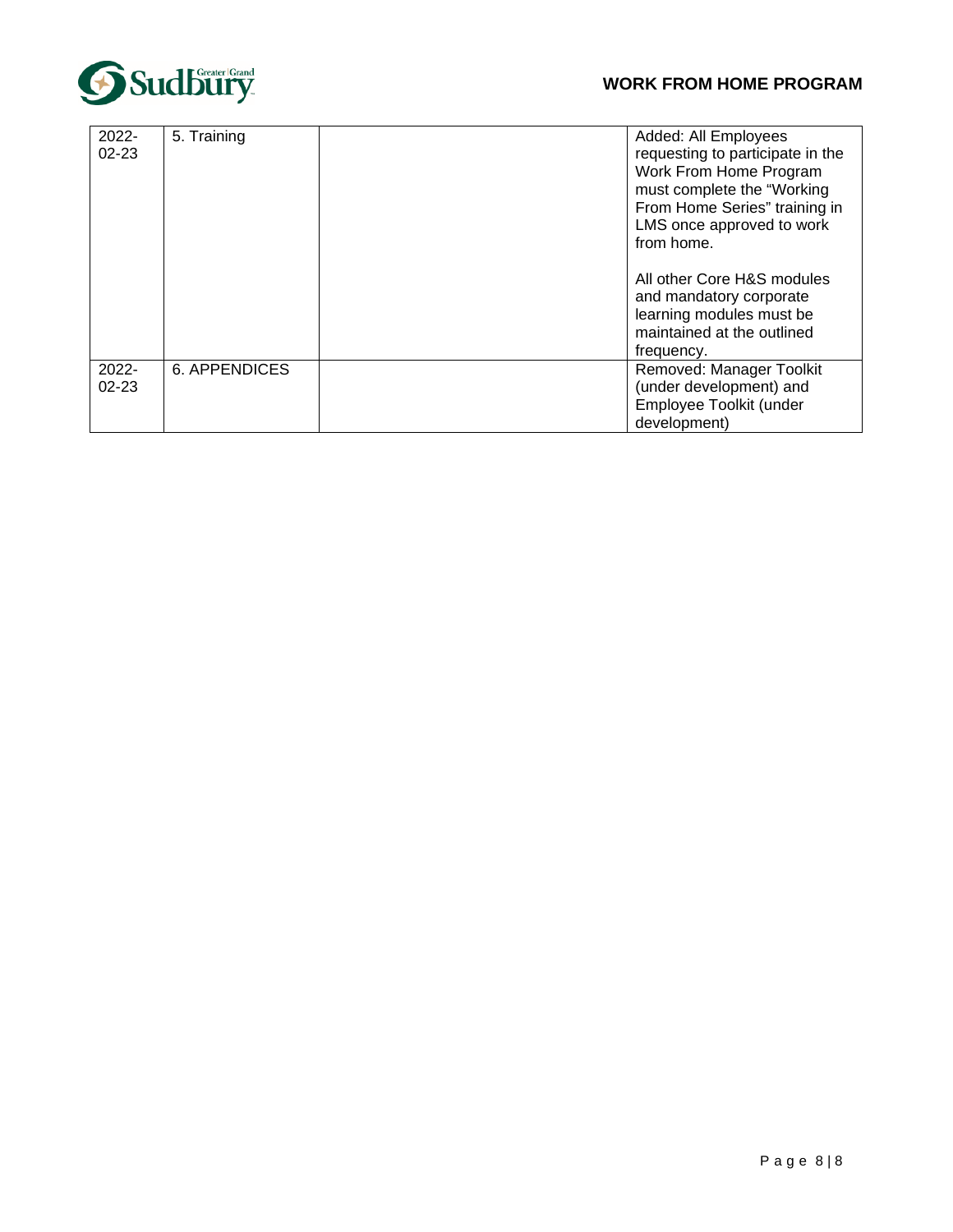| | | | |
|---|---|---|---|
| 2022-02-23 | 5. Training | | Added: All Employees requesting to participate in the Work From Home Program must complete the "Working From Home Series" training in LMS once approved to work from home.<br><br>All other Core H&S modules and mandatory corporate learning modules must be maintained at the outlined frequency. |
| 2022-02-23 | 6. APPENDICES | | Removed: Manager Toolkit (under development) and Employee Toolkit (under development) |